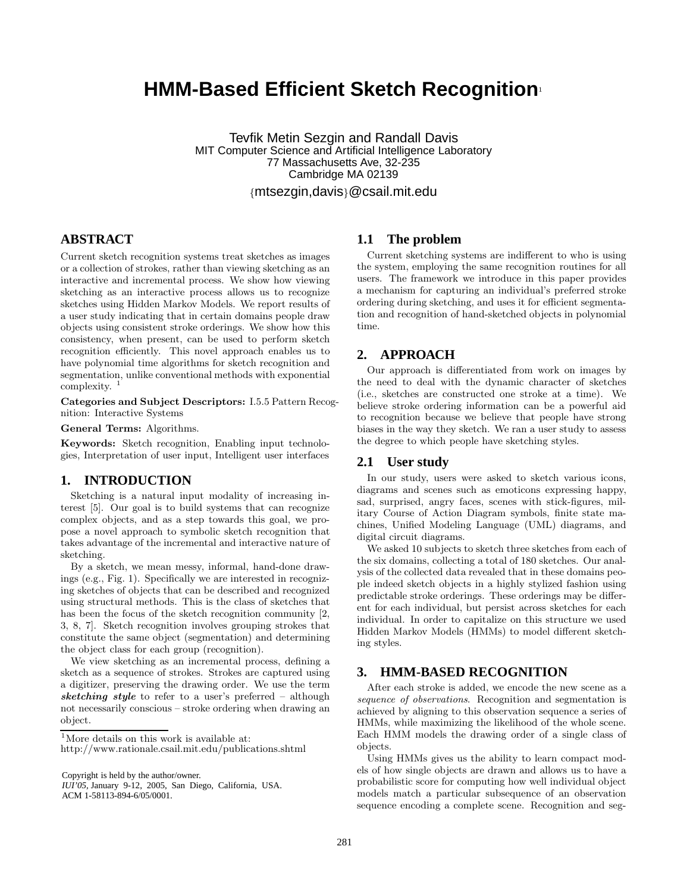# HMM-Based Efficient Sketch Recognition[1]

Tevfik Metin Sezgin and Randall Davis
MIT Computer Science and Artificial Intelligence Laboratory
77 Massachusetts Ave, 32-235
Cambridge MA 02139
{mtsezgin,davis}@csail.mit.edu

## ABSTRACT

Current sketch recognition systems treat sketches as images or a collection of strokes, rather than viewing sketching as an interactive and incremental process. We show how viewing sketching as an interactive process allows us to recognize sketches using Hidden Markov Models. We report results of a user study indicating that in certain domains people draw objects using consistent stroke orderings. We show how this consistency, when present, can be used to perform sketch recognition efficiently. This novel approach enables us to have polynomial time algorithms for sketch recognition and segmentation, unlike conventional methods with exponential complexity. [1]

**Categories and Subject Descriptors:** I.5.5 Pattern Recognition: Interactive Systems

**General Terms:** Algorithms.

**Keywords:** Sketch recognition, Enabling input technologies, Interpretation of user input, Intelligent user interfaces

## 1. INTRODUCTION

Sketching is a natural input modality of increasing interest [5]. Our goal is to build systems that can recognize complex objects, and as a step towards this goal, we propose a novel approach to symbolic sketch recognition that takes advantage of the incremental and interactive nature of sketching.

By a sketch, we mean messy, informal, hand-done drawings (e.g., Fig. 1). Specifically we are interested in recognizing sketches of objects that can be described and recognized using structural methods. This is the class of sketches that has been the focus of the sketch recognition community [2, 3, 8, 7]. Sketch recognition involves grouping strokes that constitute the same object (segmentation) and determining the object class for each group (recognition).

We view sketching as an incremental process, defining a sketch as a sequence of strokes. Strokes are captured using a digitizer, preserving the drawing order. We use the term ***sketching style*** to refer to a user's preferred – although not necessarily conscious – stroke ordering when drawing an object.

[1] More details on this work is available at:
http://www.rationale.csail.mit.edu/publications.shtml

Copyright is held by the author/owner.
*IUI'05*, January 9-12, 2005, San Diego, California, USA.
ACM 1-58113-894-6/05/0001.

### 1.1 The problem

Current sketching systems are indifferent to who is using the system, employing the same recognition routines for all users. The framework we introduce in this paper provides a mechanism for capturing an individual's preferred stroke ordering during sketching, and uses it for efficient segmentation and recognition of hand-sketched objects in polynomial time.

## 2. APPROACH

Our approach is differentiated from work on images by the need to deal with the dynamic character of sketches (i.e., sketches are constructed one stroke at a time). We believe stroke ordering information can be a powerful aid to recognition because we believe that people have strong biases in the way they sketch. We ran a user study to assess the degree to which people have sketching styles.

### 2.1 User study

In our study, users were asked to sketch various icons, diagrams and scenes such as emoticons expressing happy, sad, surprised, angry faces, scenes with stick-figures, military Course of Action Diagram symbols, finite state machines, Unified Modeling Language (UML) diagrams, and digital circuit diagrams.

We asked 10 subjects to sketch three sketches from each of the six domains, collecting a total of 180 sketches. Our analysis of the collected data revealed that in these domains people indeed sketch objects in a highly stylized fashion using predictable stroke orderings. These orderings may be different for each individual, but persist across sketches for each individual. In order to capitalize on this structure we used Hidden Markov Models (HMMs) to model different sketching styles.

## 3. HMM-BASED RECOGNITION

After each stroke is added, we encode the new scene as a *sequence of observations*. Recognition and segmentation is achieved by aligning to this observation sequence a series of HMMs, while maximizing the likelihood of the whole scene. Each HMM models the drawing order of a single class of objects.

Using HMMs gives us the ability to learn compact models of how single objects are drawn and allows us to have a probabilistic score for computing how well individual object models match a particular subsequence of an observation sequence encoding a complete scene. Recognition and seg-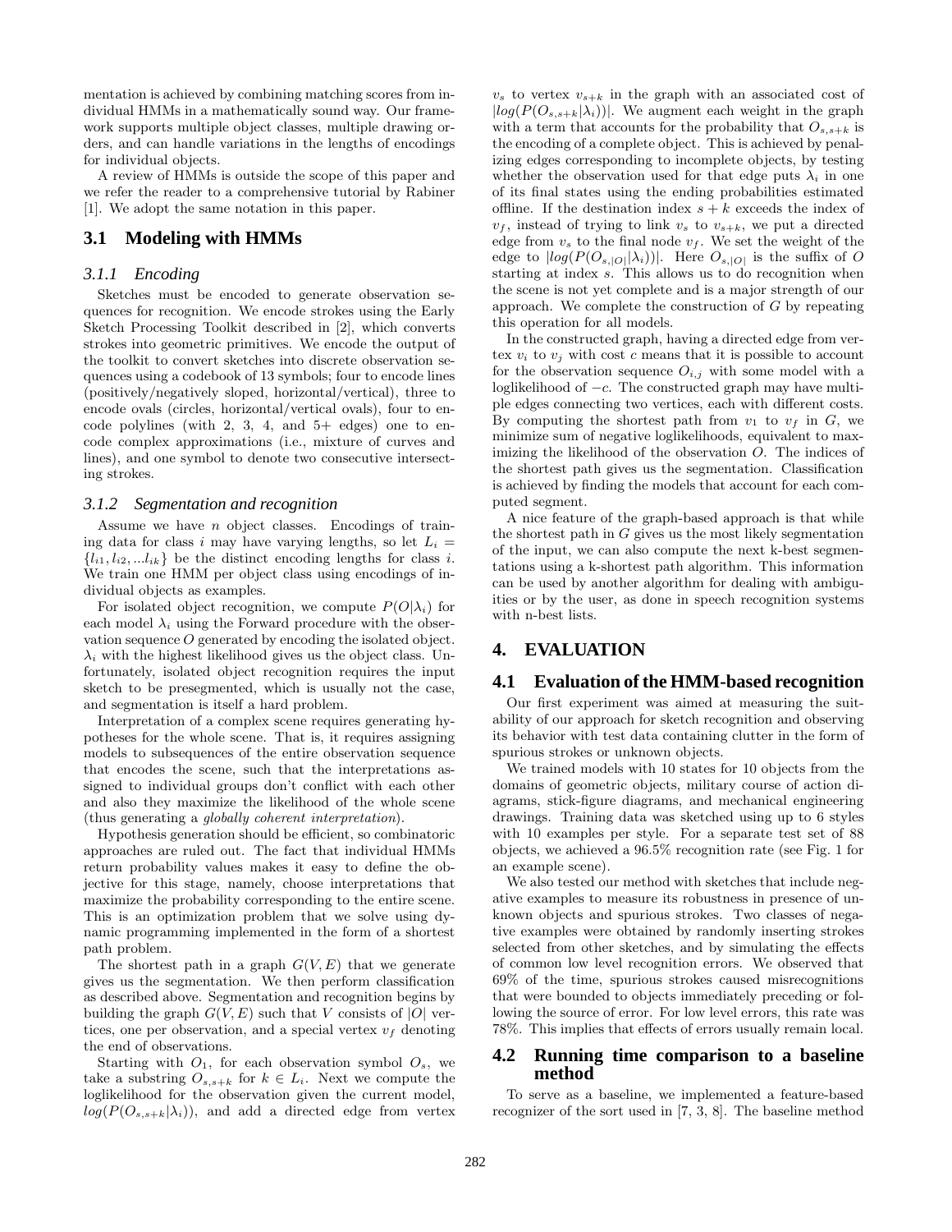mentation is achieved by combining matching scores from individual HMMs in a mathematically sound way. Our framework supports multiple object classes, multiple drawing orders, and can handle variations in the lengths of encodings for individual objects.

A review of HMMs is outside the scope of this paper and we refer the reader to a comprehensive tutorial by Rabiner [1]. We adopt the same notation in this paper.

## 3.1 Modeling with HMMs

### 3.1.1 Encoding

Sketches must be encoded to generate observation sequences for recognition. We encode strokes using the Early Sketch Processing Toolkit described in [2], which converts strokes into geometric primitives. We encode the output of the toolkit to convert sketches into discrete observation sequences using a codebook of 13 symbols; four to encode lines (positively/negatively sloped, horizontal/vertical), three to encode ovals (circles, horizontal/vertical ovals), four to encode polylines (with 2, 3, 4, and 5+ edges) one to encode complex approximations (i.e., mixture of curves and lines), and one symbol to denote two consecutive intersecting strokes.

### 3.1.2 Segmentation and recognition

Assume we have $n$ object classes. Encodings of training data for class $i$ may have varying lengths, so let $L_i = \{l_{i1}, l_{i2}, ...l_{ik}\}$ be the distinct encoding lengths for class $i$. We train one HMM per object class using encodings of individual objects as examples.

For isolated object recognition, we compute $P(O|\lambda_i)$ for each model $\lambda_i$ using the Forward procedure with the observation sequence $O$ generated by encoding the isolated object. $\lambda_i$ with the highest likelihood gives us the object class. Unfortunately, isolated object recognition requires the input sketch to be presegmented, which is usually not the case, and segmentation is itself a hard problem.

Interpretation of a complex scene requires generating hypotheses for the whole scene. That is, it requires assigning models to subsequences of the entire observation sequence that encodes the scene, such that the interpretations assigned to individual groups don't conflict with each other and also they maximize the likelihood of the whole scene (thus generating a *globally coherent interpretation*).

Hypothesis generation should be efficient, so combinatoric approaches are ruled out. The fact that individual HMMs return probability values makes it easy to define the objective for this stage, namely, choose interpretations that maximize the probability corresponding to the entire scene. This is an optimization problem that we solve using dynamic programming implemented in the form of a shortest path problem.

The shortest path in a graph $G(V, E)$ that we generate gives us the segmentation. We then perform classification as described above. Segmentation and recognition begins by building the graph $G(V, E)$ such that $V$ consists of $|O|$ vertices, one per observation, and a special vertex $v_f$ denoting the end of observations.

Starting with $O_1$, for each observation symbol $O_s$, we take a substring $O_{s,s+k}$ for $k \in L_i$. Next we compute the loglikelihood for the observation given the current model, $log(P(O_{s,s+k}|\lambda_i))$, and add a directed edge from vertex $v_s$ to vertex $v_{s+k}$ in the graph with an associated cost of $|log(P(O_{s,s+k}|\lambda_i))|$. We augment each weight in the graph with a term that accounts for the probability that $O_{s,s+k}$ is the encoding of a complete object. This is achieved by penalizing edges corresponding to incomplete objects, by testing whether the observation used for that edge puts $\lambda_i$ in one of its final states using the ending probabilities estimated offline. If the destination index $s + k$ exceeds the index of $v_f$, instead of trying to link $v_s$ to $v_{s+k}$, we put a directed edge from $v_s$ to the final node $v_f$. We set the weight of the edge to $|log(P(O_{s,|O|}|\lambda_i))|$. Here $O_{s,|O|}$ is the suffix of $O$ starting at index $s$. This allows us to do recognition when the scene is not yet complete and is a major strength of our approach. We complete the construction of $G$ by repeating this operation for all models.

In the constructed graph, having a directed edge from vertex $v_i$ to $v_j$ with cost $c$ means that it is possible to account for the observation sequence $O_{i,j}$ with some model with a loglikelihood of $-c$. The constructed graph may have multiple edges connecting two vertices, each with different costs. By computing the shortest path from $v_1$ to $v_f$ in $G$, we minimize sum of negative loglikelihoods, equivalent to maximizing the likelihood of the observation $O$. The indices of the shortest path gives us the segmentation. Classification is achieved by finding the models that account for each computed segment.

A nice feature of the graph-based approach is that while the shortest path in $G$ gives us the most likely segmentation of the input, we can also compute the next k-best segmentations using a k-shortest path algorithm. This information can be used by another algorithm for dealing with ambiguities or by the user, as done in speech recognition systems with n-best lists.

# 4. EVALUATION

## 4.1 Evaluation of the HMM-based recognition

Our first experiment was aimed at measuring the suitability of our approach for sketch recognition and observing its behavior with test data containing clutter in the form of spurious strokes or unknown objects.

We trained models with 10 states for 10 objects from the domains of geometric objects, military course of action diagrams, stick-figure diagrams, and mechanical engineering drawings. Training data was sketched using up to 6 styles with 10 examples per style. For a separate test set of 88 objects, we achieved a 96.5% recognition rate (see Fig. 1 for an example scene).

We also tested our method with sketches that include negative examples to measure its robustness in presence of unknown objects and spurious strokes. Two classes of negative examples were obtained by randomly inserting strokes selected from other sketches, and by simulating the effects of common low level recognition errors. We observed that 69% of the time, spurious strokes caused misrecognitions that were bounded to objects immediately preceding or following the source of error. For low level errors, this rate was 78%. This implies that effects of errors usually remain local.

## 4.2 Running time comparison to a baseline method

To serve as a baseline, we implemented a feature-based recognizer of the sort used in [7, 3, 8]. The baseline method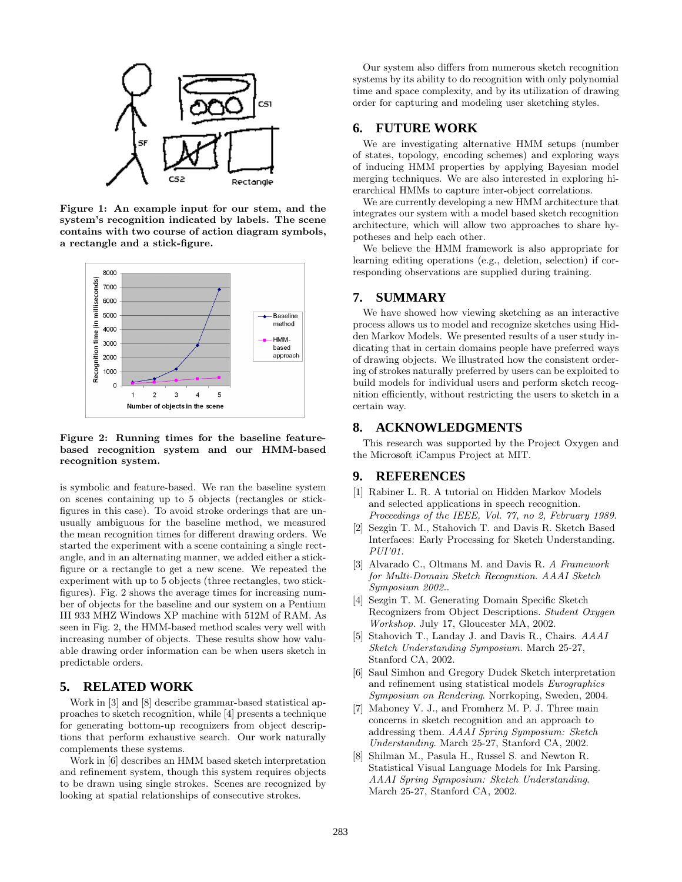SF

CS1

CS2

Rectangle

**Figure 1: An example input for our stem, and the system's recognition indicated by labels. The scene contains with two course of action diagram symbols, a rectangle and a stick-figure.**

8000
7000
6000
5000
4000
3000
2000
1000
0

Recognition time (in milliseconds)

1 2 3 4 5

Number of objects in the scene

Baseline method

HMM-based approach

**Figure 2: Running times for the baseline feature-based recognition system and our HMM-based recognition system.**

is symbolic and feature-based. We ran the baseline system on scenes containing up to 5 objects (rectangles or stick-figures in this case). To avoid stroke orderings that are unusually ambiguous for the baseline method, we measured the mean recognition times for different drawing orders. We started the experiment with a scene containing a single rectangle, and in an alternating manner, we added either a stick-figure or a rectangle to get a new scene. We repeated the experiment with up to 5 objects (three rectangles, two stick-figures). Fig. 2 shows the average times for increasing number of objects for the baseline and our system on a Pentium III 933 MHZ Windows XP machine with 512M of RAM. As seen in Fig. 2, the HMM-based method scales very well with increasing number of objects. These results show how valuable drawing order information can be when users sketch in predictable orders.

## 5. RELATED WORK

Work in [3] and [8] describe grammar-based statistical approaches to sketch recognition, while [4] presents a technique for generating bottom-up recognizers from object descriptions that perform exhaustive search. Our work naturally complements these systems.

Work in [6] describes an HMM based sketch interpretation and refinement system, though this system requires objects to be drawn using single strokes. Scenes are recognized by looking at spatial relationships of consecutive strokes.

Our system also differs from numerous sketch recognition systems by its ability to do recognition with only polynomial time and space complexity, and by its utilization of drawing order for capturing and modeling user sketching styles.

## 6. FUTURE WORK

We are investigating alternative HMM setups (number of states, topology, encoding schemes) and exploring ways of inducing HMM properties by applying Bayesian model merging techniques. We are also interested in exploring hierarchical HMMs to capture inter-object correlations.

We are currently developing a new HMM architecture that integrates our system with a model based sketch recognition architecture, which will allow two approaches to share hypotheses and help each other.

We believe the HMM framework is also appropriate for learning editing operations (e.g., deletion, selection) if corresponding observations are supplied during training.

## 7. SUMMARY

We have showed how viewing sketching as an interactive process allows us to model and recognize sketches using Hidden Markov Models. We presented results of a user study indicating that in certain domains people have preferred ways of drawing objects. We illustrated how the consistent ordering of strokes naturally preferred by users can be exploited to build models for individual users and perform sketch recognition efficiently, without restricting the users to sketch in a certain way.

## 8. ACKNOWLEDGMENTS

This research was supported by the Project Oxygen and the Microsoft iCampus Project at MIT.

## 9. REFERENCES

[1] Rabiner L. R. A tutorial on Hidden Markov Models and selected applications in speech recognition. *Proceedings of the IEEE, Vol. 77, no 2, February 1989.*

[2] Sezgin T. M., Stahovich T. and Davis R. Sketch Based Interfaces: Early Processing for Sketch Understanding. *PUI'01.*

[3] Alvarado C., Oltmans M. and Davis R. *A Framework for Multi-Domain Sketch Recognition. AAAI Sketch Symposium 2002.*.

[4] Sezgin T. M. Generating Domain Specific Sketch Recognizers from Object Descriptions. *Student Oxygen Workshop.* July 17, Gloucester MA, 2002.

[5] Stahovich T., Landay J. and Davis R., Chairs. *AAAI Sketch Understanding Symposium.* March 25-27, Stanford CA, 2002.

[6] Saul Simhon and Gregory Dudek Sketch interpretation and refinement using statistical models *Eurographics Symposium on Rendering*. Norrkoping, Sweden, 2004.

[7] Mahoney V. J., and Fromherz M. P. J. Three main concerns in sketch recognition and an approach to addressing them. *AAAI Spring Symposium: Sketch Understanding*. March 25-27, Stanford CA, 2002.

[8] Shilman M., Pasula H., Russel S. and Newton R. Statistical Visual Language Models for Ink Parsing. *AAAI Spring Symposium: Sketch Understanding*. March 25-27, Stanford CA, 2002.